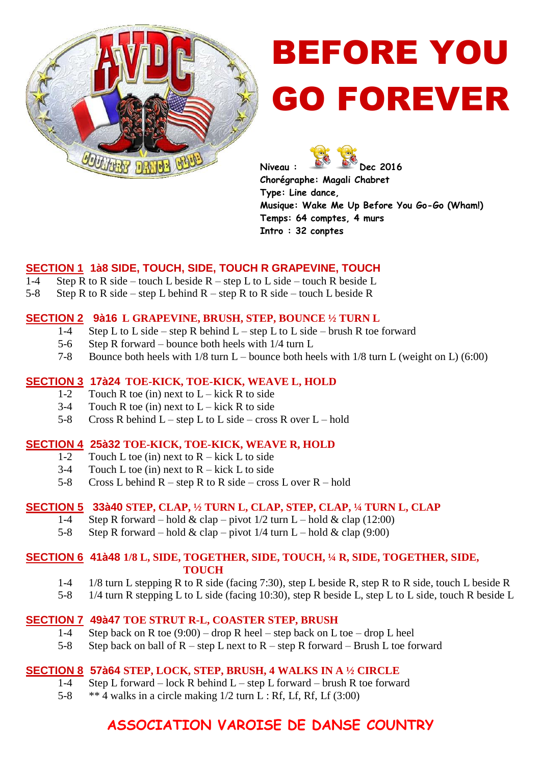# BEFORE YOU GO FOREVER

**Niveau :** Dec 2016
**Chorégraphe: Magali Chabret**
**Type: Line dance,**
**Musique: Wake Me Up Before You Go-Go (Wham!)**
**Temps: 64 comptes, 4 murs**
**Intro : 32 conptes**

## SECTION 1 1à8 SIDE, TOUCH, SIDE, TOUCH R GRAPEVINE, TOUCH

1-4 Step R to R side – touch L beside R – step L to L side – touch R beside L
5-8 Step R to R side – step L behind R – step R to R side – touch L beside R

## SECTION 2 9à16 L GRAPEVINE, BRUSH, STEP, BOUNCE ½ TURN L

1-4 Step L to L side – step R behind L – step L to L side – brush R toe forward
5-6 Step R forward – bounce both heels with 1/4 turn L
7-8 Bounce both heels with 1/8 turn L – bounce both heels with 1/8 turn L (weight on L) (6:00)

## SECTION 3 17à24 TOE-KICK, TOE-KICK, WEAVE L, HOLD

1-2 Touch R toe (in) next to L – kick R to side
3-4 Touch R toe (in) next to L – kick R to side
5-8 Cross R behind L – step L to L side – cross R over L – hold

## SECTION 4 25à32 TOE-KICK, TOE-KICK, WEAVE R, HOLD

1-2 Touch L toe (in) next to R – kick L to side
3-4 Touch L toe (in) next to R – kick L to side
5-8 Cross L behind R – step R to R side – cross L over R – hold

## SECTION 5 33à40 STEP, CLAP, ½ TURN L, CLAP, STEP, CLAP, ¼ TURN L, CLAP

1-4 Step R forward – hold & clap – pivot 1/2 turn L – hold & clap (12:00)
5-8 Step R forward – hold & clap – pivot 1/4 turn L – hold & clap (9:00)

## SECTION 6 41à48 1/8 L, SIDE, TOGETHER, SIDE, TOUCH, ¼ R, SIDE, TOGETHER, SIDE, TOUCH

1-4 1/8 turn L stepping R to R side (facing 7:30), step L beside R, step R to R side, touch L beside R
5-8 1/4 turn R stepping L to L side (facing 10:30), step R beside L, step L to L side, touch R beside L

## SECTION 7 49à47 TOE STRUT R-L, COASTER STEP, BRUSH

1-4 Step back on R toe (9:00) – drop R heel – step back on L toe – drop L heel
5-8 Step back on ball of R – step L next to R – step R forward – Brush L toe forward

## SECTION 8 57à64 STEP, LOCK, STEP, BRUSH, 4 WALKS IN A ½ CIRCLE

1-4 Step L forward – lock R behind L – step L forward – brush R toe forward
5-8 ** 4 walks in a circle making 1/2 turn L : Rf, Lf, Rf, Lf (3:00)

**ASSOCIATION VAROISE DE DANSE COUNTRY**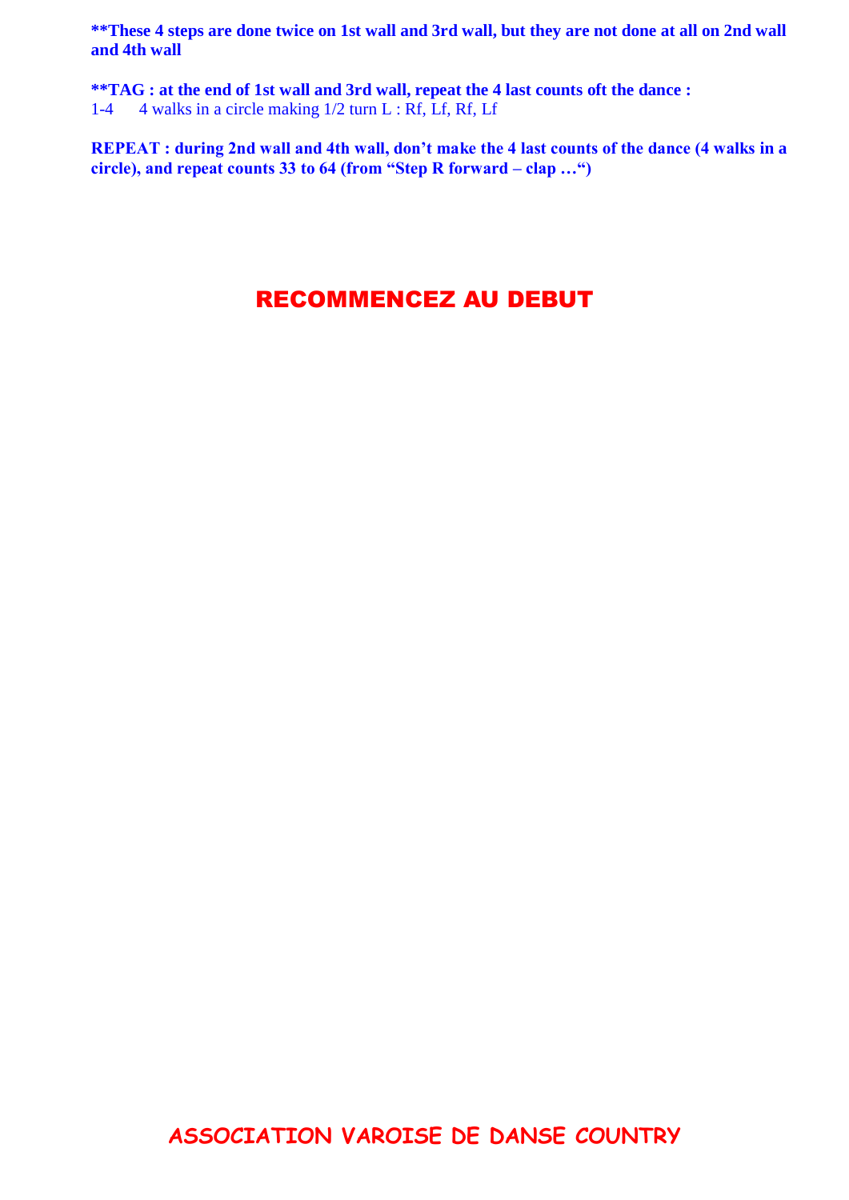**\*\*These 4 steps are done twice on 1st wall and 3rd wall, but they are not done at all on 2nd wall and 4th wall**

**\*\*TAG : at the end of 1st wall and 3rd wall, repeat the 4 last counts oft the dance :**
1-4 4 walks in a circle making 1/2 turn L : Rf, Lf, Rf, Lf

**REPEAT : during 2nd wall and 4th wall, don't make the 4 last counts of the dance (4 walks in a circle), and repeat counts 33 to 64 (from "Step R forward – clap …")**

## RECOMMENCEZ AU DEBUT

**ASSOCIATION VAROISE DE DANSE COUNTRY**